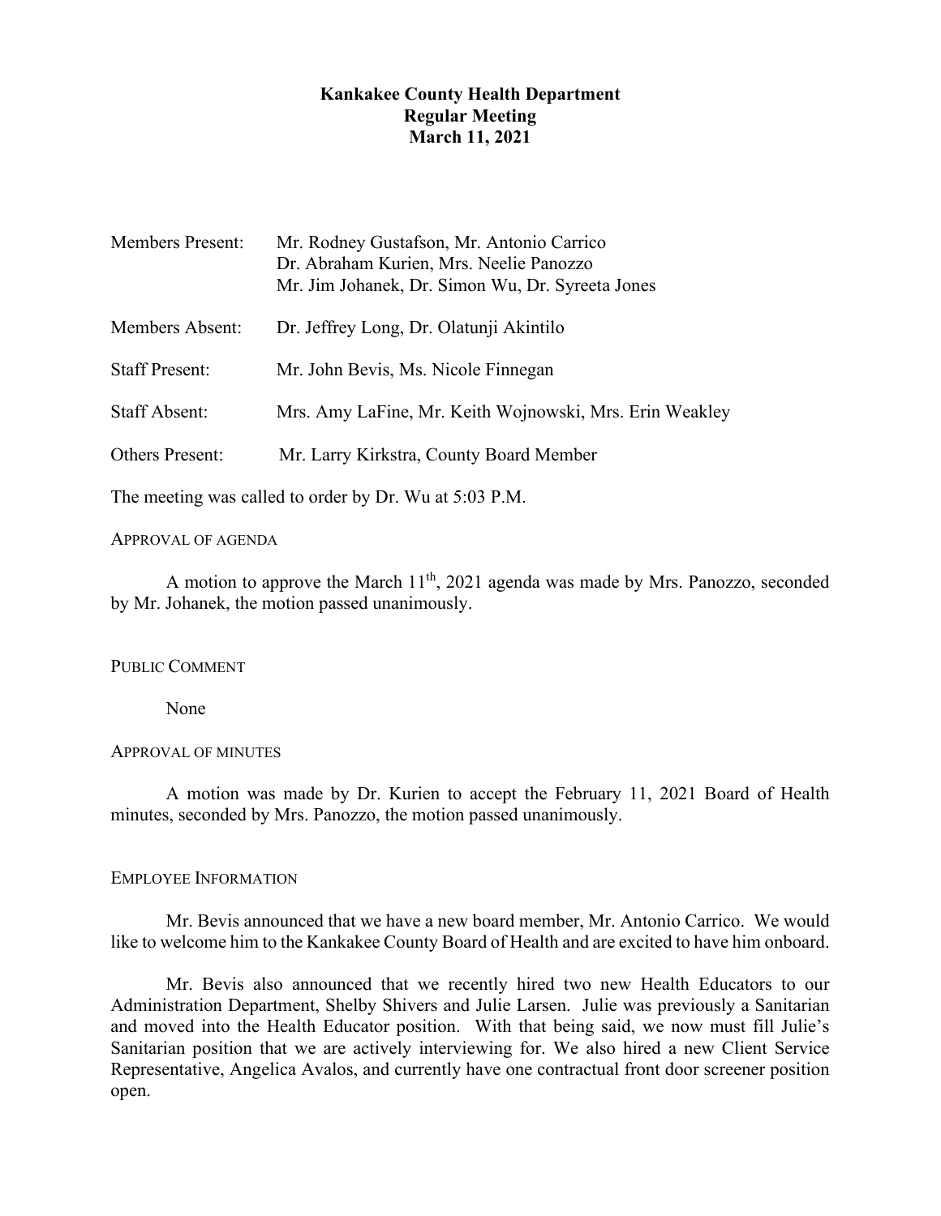# Kankakee County Health Department
## Regular Meeting
## March 11, 2021

| | |
|---|---|
| Members Present: | Mr. Rodney Gustafson, Mr. Antonio Carrico<br>Dr. Abraham Kurien, Mrs. Neelie Panozzo<br>Mr. Jim Johanek, Dr. Simon Wu, Dr. Syreeta Jones |
| Members Absent: | Dr. Jeffrey Long, Dr. Olatunji Akintilo |
| Staff Present: | Mr. John Bevis, Ms. Nicole Finnegan |
| Staff Absent: | Mrs. Amy LaFine, Mr. Keith Wojnowski, Mrs. Erin Weakley |
| Others Present: | Mr. Larry Kirkstra, County Board Member |

The meeting was called to order by Dr. Wu at 5:03 P.M.

APPROVAL OF AGENDA

A motion to approve the March 11th, 2021 agenda was made by Mrs. Panozzo, seconded by Mr. Johanek, the motion passed unanimously.

PUBLIC COMMENT

None

APPROVAL OF MINUTES

A motion was made by Dr. Kurien to accept the February 11, 2021 Board of Health minutes, seconded by Mrs. Panozzo, the motion passed unanimously.

EMPLOYEE INFORMATION

Mr. Bevis announced that we have a new board member, Mr. Antonio Carrico. We would like to welcome him to the Kankakee County Board of Health and are excited to have him onboard.

Mr. Bevis also announced that we recently hired two new Health Educators to our Administration Department, Shelby Shivers and Julie Larsen. Julie was previously a Sanitarian and moved into the Health Educator position. With that being said, we now must fill Julie's Sanitarian position that we are actively interviewing for. We also hired a new Client Service Representative, Angelica Avalos, and currently have one contractual front door screener position open.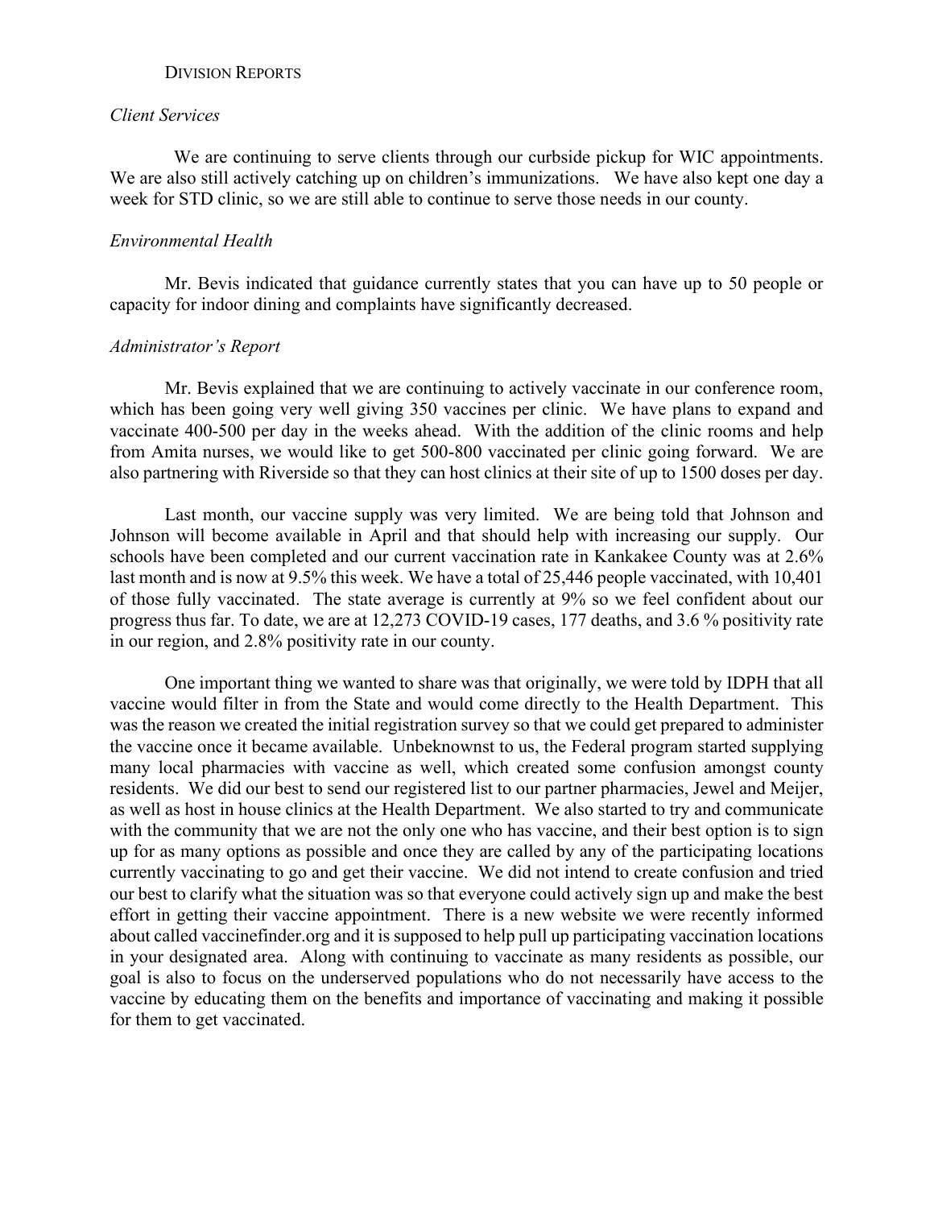## Division Reports

### *Client Services*

We are continuing to serve clients through our curbside pickup for WIC appointments. We are also still actively catching up on children's immunizations. We have also kept one day a week for STD clinic, so we are still able to continue to serve those needs in our county.

### *Environmental Health*

Mr. Bevis indicated that guidance currently states that you can have up to 50 people or capacity for indoor dining and complaints have significantly decreased.

### *Administrator's Report*

Mr. Bevis explained that we are continuing to actively vaccinate in our conference room, which has been going very well giving 350 vaccines per clinic. We have plans to expand and vaccinate 400-500 per day in the weeks ahead. With the addition of the clinic rooms and help from Amita nurses, we would like to get 500-800 vaccinated per clinic going forward. We are also partnering with Riverside so that they can host clinics at their site of up to 1500 doses per day.

Last month, our vaccine supply was very limited. We are being told that Johnson and Johnson will become available in April and that should help with increasing our supply. Our schools have been completed and our current vaccination rate in Kankakee County was at 2.6% last month and is now at 9.5% this week. We have a total of 25,446 people vaccinated, with 10,401 of those fully vaccinated. The state average is currently at 9% so we feel confident about our progress thus far. To date, we are at 12,273 COVID-19 cases, 177 deaths, and 3.6 % positivity rate in our region, and 2.8% positivity rate in our county.

One important thing we wanted to share was that originally, we were told by IDPH that all vaccine would filter in from the State and would come directly to the Health Department. This was the reason we created the initial registration survey so that we could get prepared to administer the vaccine once it became available. Unbeknownst to us, the Federal program started supplying many local pharmacies with vaccine as well, which created some confusion amongst county residents. We did our best to send our registered list to our partner pharmacies, Jewel and Meijer, as well as host in house clinics at the Health Department. We also started to try and communicate with the community that we are not the only one who has vaccine, and their best option is to sign up for as many options as possible and once they are called by any of the participating locations currently vaccinating to go and get their vaccine. We did not intend to create confusion and tried our best to clarify what the situation was so that everyone could actively sign up and make the best effort in getting their vaccine appointment. There is a new website we were recently informed about called vaccinefinder.org and it is supposed to help pull up participating vaccination locations in your designated area. Along with continuing to vaccinate as many residents as possible, our goal is also to focus on the underserved populations who do not necessarily have access to the vaccine by educating them on the benefits and importance of vaccinating and making it possible for them to get vaccinated.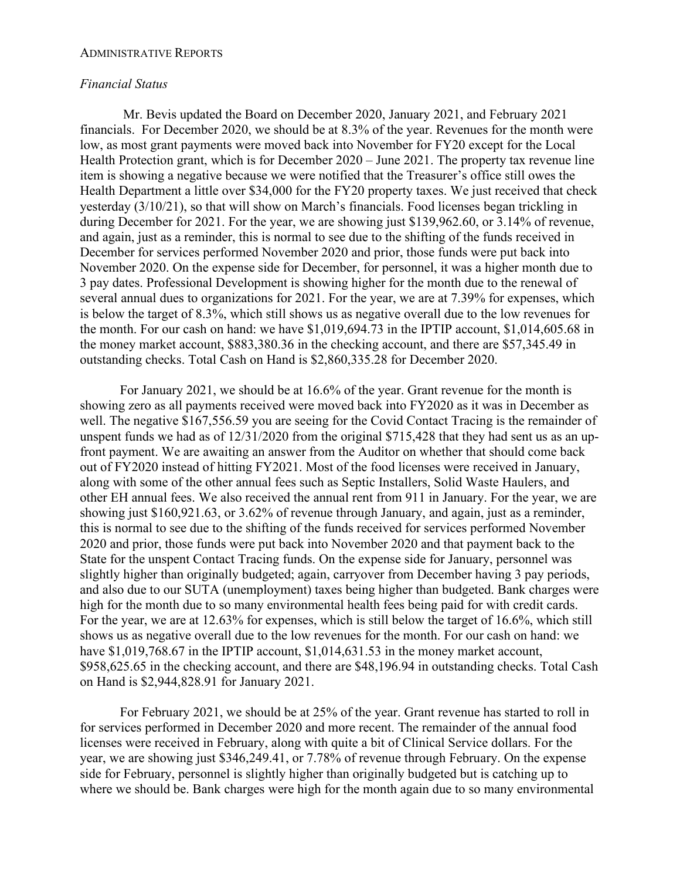## Administrative Reports

*Financial Status*

Mr. Bevis updated the Board on December 2020, January 2021, and February 2021 financials. For December 2020, we should be at 8.3% of the year. Revenues for the month were low, as most grant payments were moved back into November for FY20 except for the Local Health Protection grant, which is for December 2020 – June 2021. The property tax revenue line item is showing a negative because we were notified that the Treasurer's office still owes the Health Department a little over $34,000 for the FY20 property taxes. We just received that check yesterday (3/10/21), so that will show on March's financials. Food licenses began trickling in during December for 2021. For the year, we are showing just $139,962.60, or 3.14% of revenue, and again, just as a reminder, this is normal to see due to the shifting of the funds received in December for services performed November 2020 and prior, those funds were put back into November 2020. On the expense side for December, for personnel, it was a higher month due to 3 pay dates. Professional Development is showing higher for the month due to the renewal of several annual dues to organizations for 2021. For the year, we are at 7.39% for expenses, which is below the target of 8.3%, which still shows us as negative overall due to the low revenues for the month. For our cash on hand: we have $1,019,694.73 in the IPTIP account, $1,014,605.68 in the money market account, $883,380.36 in the checking account, and there are $57,345.49 in outstanding checks. Total Cash on Hand is $2,860,335.28 for December 2020.

For January 2021, we should be at 16.6% of the year. Grant revenue for the month is showing zero as all payments received were moved back into FY2020 as it was in December as well. The negative $167,556.59 you are seeing for the Covid Contact Tracing is the remainder of unspent funds we had as of 12/31/2020 from the original $715,428 that they had sent us as an up-front payment. We are awaiting an answer from the Auditor on whether that should come back out of FY2020 instead of hitting FY2021. Most of the food licenses were received in January, along with some of the other annual fees such as Septic Installers, Solid Waste Haulers, and other EH annual fees. We also received the annual rent from 911 in January. For the year, we are showing just $160,921.63, or 3.62% of revenue through January, and again, just as a reminder, this is normal to see due to the shifting of the funds received for services performed November 2020 and prior, those funds were put back into November 2020 and that payment back to the State for the unspent Contact Tracing funds. On the expense side for January, personnel was slightly higher than originally budgeted; again, carryover from December having 3 pay periods, and also due to our SUTA (unemployment) taxes being higher than budgeted. Bank charges were high for the month due to so many environmental health fees being paid for with credit cards. For the year, we are at 12.63% for expenses, which is still below the target of 16.6%, which still shows us as negative overall due to the low revenues for the month. For our cash on hand: we have $1,019,768.67 in the IPTIP account, $1,014,631.53 in the money market account, $958,625.65 in the checking account, and there are $48,196.94 in outstanding checks. Total Cash on Hand is $2,944,828.91 for January 2021.

For February 2021, we should be at 25% of the year. Grant revenue has started to roll in for services performed in December 2020 and more recent. The remainder of the annual food licenses were received in February, along with quite a bit of Clinical Service dollars. For the year, we are showing just $346,249.41, or 7.78% of revenue through February. On the expense side for February, personnel is slightly higher than originally budgeted but is catching up to where we should be. Bank charges were high for the month again due to so many environmental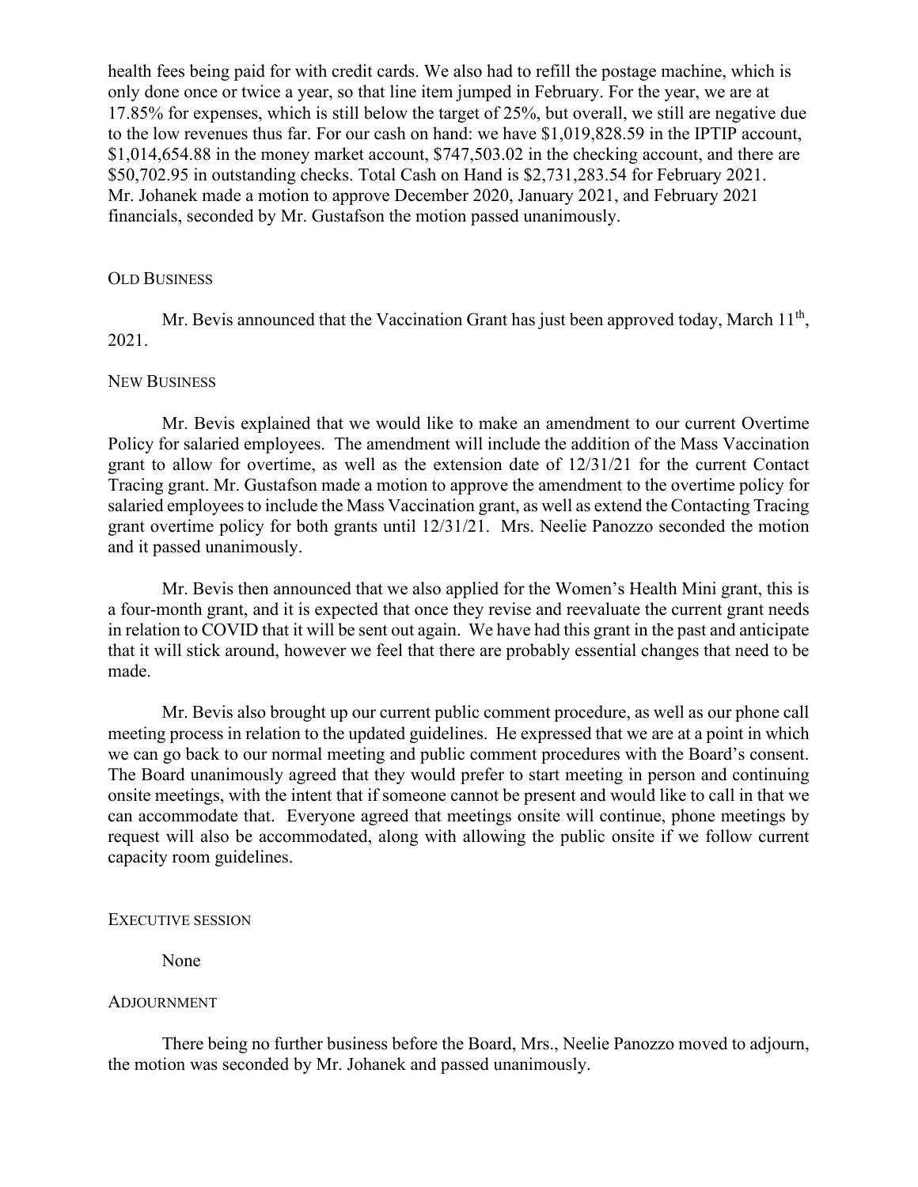health fees being paid for with credit cards. We also had to refill the postage machine, which is only done once or twice a year, so that line item jumped in February. For the year, we are at 17.85% for expenses, which is still below the target of 25%, but overall, we still are negative due to the low revenues thus far. For our cash on hand: we have $1,019,828.59 in the IPTIP account, $1,014,654.88 in the money market account, $747,503.02 in the checking account, and there are $50,702.95 in outstanding checks. Total Cash on Hand is $2,731,283.54 for February 2021. Mr. Johanek made a motion to approve December 2020, January 2021, and February 2021 financials, seconded by Mr. Gustafson the motion passed unanimously.

## OLD BUSINESS

Mr. Bevis announced that the Vaccination Grant has just been approved today, March 11th, 2021.

## NEW BUSINESS

Mr. Bevis explained that we would like to make an amendment to our current Overtime Policy for salaried employees. The amendment will include the addition of the Mass Vaccination grant to allow for overtime, as well as the extension date of 12/31/21 for the current Contact Tracing grant. Mr. Gustafson made a motion to approve the amendment to the overtime policy for salaried employees to include the Mass Vaccination grant, as well as extend the Contacting Tracing grant overtime policy for both grants until 12/31/21. Mrs. Neelie Panozzo seconded the motion and it passed unanimously.

Mr. Bevis then announced that we also applied for the Women's Health Mini grant, this is a four-month grant, and it is expected that once they revise and reevaluate the current grant needs in relation to COVID that it will be sent out again. We have had this grant in the past and anticipate that it will stick around, however we feel that there are probably essential changes that need to be made.

Mr. Bevis also brought up our current public comment procedure, as well as our phone call meeting process in relation to the updated guidelines. He expressed that we are at a point in which we can go back to our normal meeting and public comment procedures with the Board's consent. The Board unanimously agreed that they would prefer to start meeting in person and continuing onsite meetings, with the intent that if someone cannot be present and would like to call in that we can accommodate that. Everyone agreed that meetings onsite will continue, phone meetings by request will also be accommodated, along with allowing the public onsite if we follow current capacity room guidelines.

## EXECUTIVE SESSION

None

## ADJOURNMENT

There being no further business before the Board, Mrs., Neelie Panozzo moved to adjourn, the motion was seconded by Mr. Johanek and passed unanimously.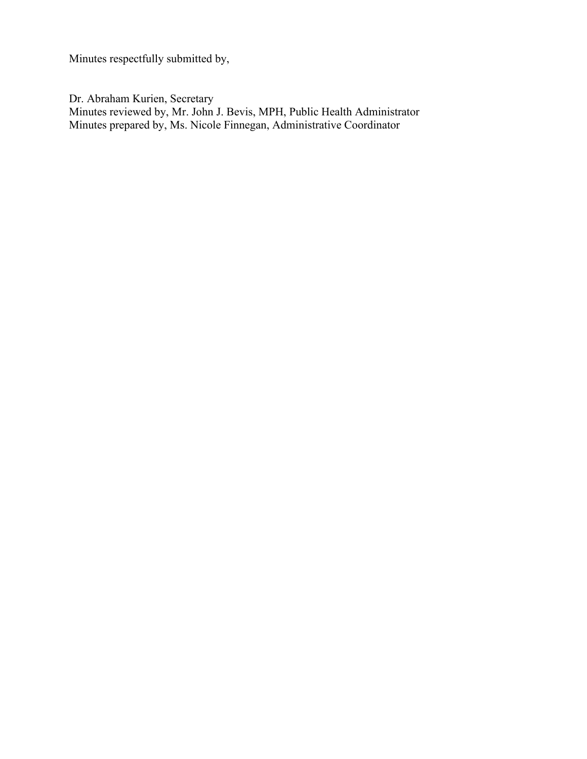Minutes respectfully submitted by,

Dr. Abraham Kurien, Secretary
Minutes reviewed by, Mr. John J. Bevis, MPH, Public Health Administrator
Minutes prepared by, Ms. Nicole Finnegan, Administrative Coordinator